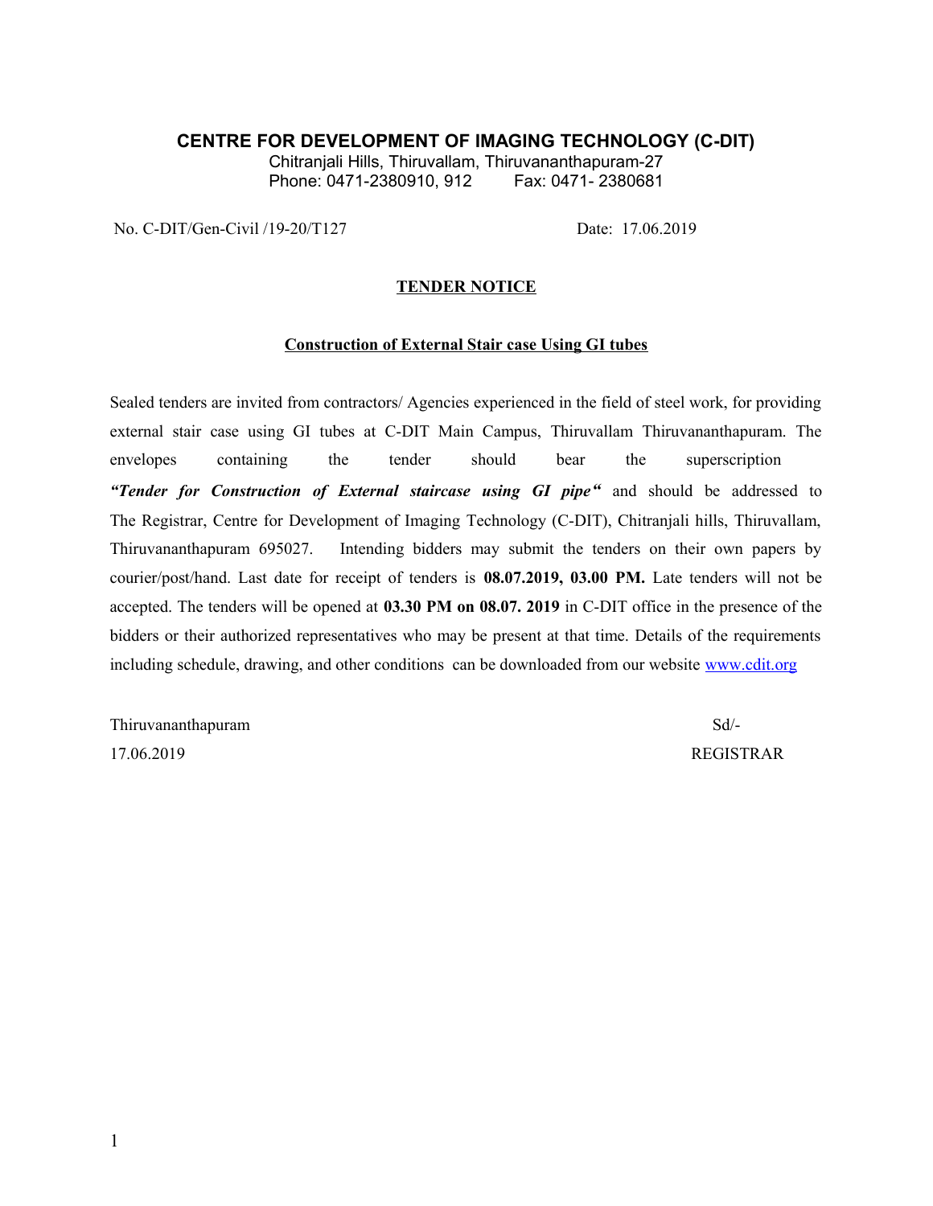# CENTRE FOR DEVELOPMENT OF IMAGING TECHNOLOGY (C-DIT)

Chitranjali Hills, Thiruvallam, Thiruvananthapuram-27
Phone: 0471-2380910, 912 Fax: 0471- 2380681

No. C-DIT/Gen-Civil /19-20/T127 Date: 17.06.2019

## TENDER NOTICE

### Construction of External Stair case Using GI tubes

Sealed tenders are invited from contractors/ Agencies experienced in the field of steel work, for providing external stair case using GI tubes at C-DIT Main Campus, Thiruvallam Thiruvananthapuram. The envelopes containing the tender should bear the superscription ***"Tender for Construction of External staircase using GI pipe"*** and should be addressed to The Registrar, Centre for Development of Imaging Technology (C-DIT), Chitranjali hills, Thiruvallam, Thiruvananthapuram 695027. Intending bidders may submit the tenders on their own papers by courier/post/hand. Last date for receipt of tenders is **08.07.2019, 03.00 PM.** Late tenders will not be accepted. The tenders will be opened at **03.30 PM on 08.07. 2019** in C-DIT office in the presence of the bidders or their authorized representatives who may be present at that time. Details of the requirements including schedule, drawing, and other conditions can be downloaded from our website www.cdit.org

Thiruvananthapuram
17.06.2019

Sd/-
REGISTRAR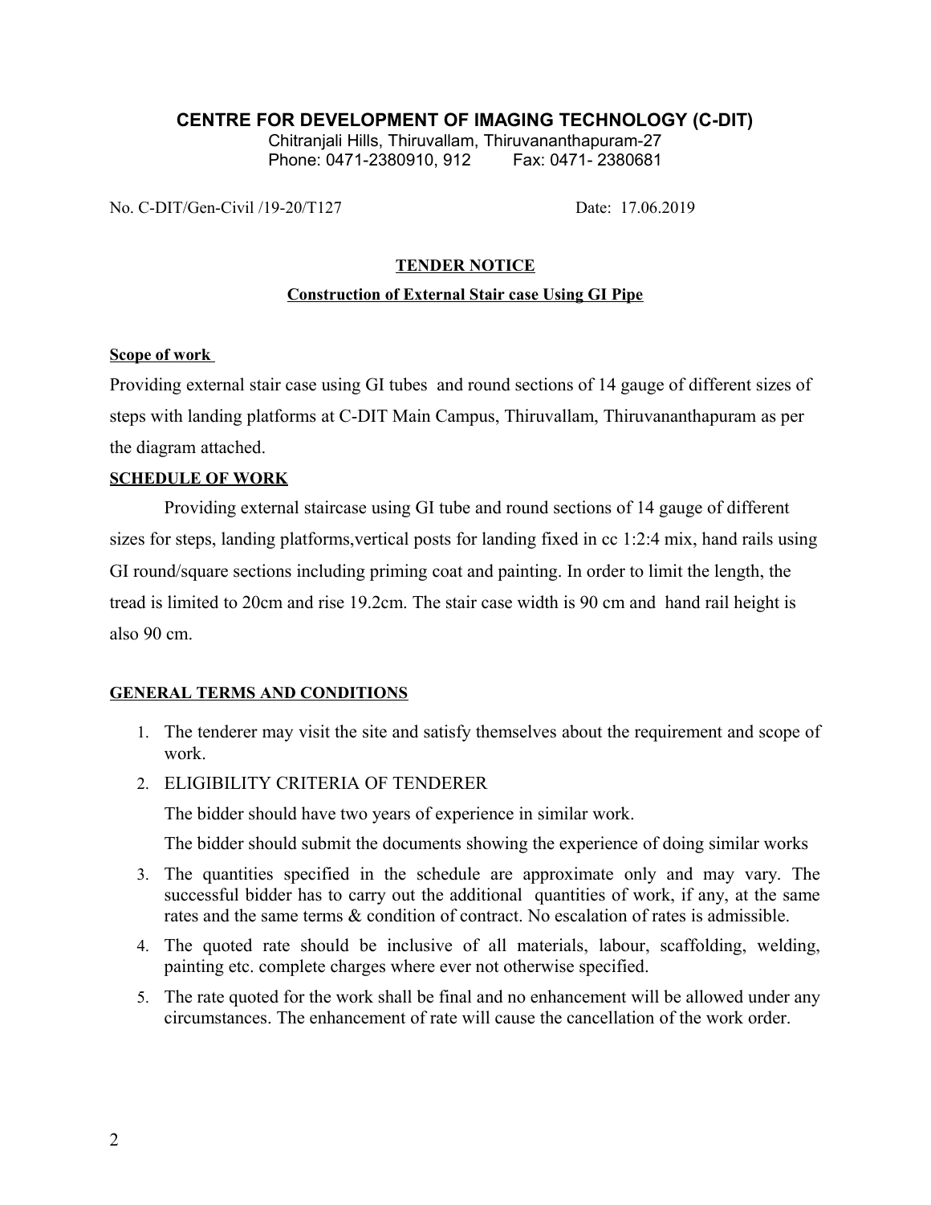**CENTRE FOR DEVELOPMENT OF IMAGING TECHNOLOGY (C-DIT)**

Chitranjali Hills, Thiruvallam, Thiruvananthapuram-27

Phone: 0471-2380910, 912 Fax: 0471- 2380681

No. C-DIT/Gen-Civil /19-20/T127 Date: 17.06.2019

**TENDER NOTICE**

**Construction of External Stair case Using GI Pipe**

**Scope of work**

Providing external stair case using GI tubes and round sections of 14 gauge of different sizes of steps with landing platforms at C-DIT Main Campus, Thiruvallam, Thiruvananthapuram as per the diagram attached.

**SCHEDULE OF WORK**

Providing external staircase using GI tube and round sections of 14 gauge of different sizes for steps, landing platforms,vertical posts for landing fixed in cc 1:2:4 mix, hand rails using GI round/square sections including priming coat and painting. In order to limit the length, the tread is limited to 20cm and rise 19.2cm. The stair case width is 90 cm and hand rail height is also 90 cm.

**GENERAL TERMS AND CONDITIONS**

1. The tenderer may visit the site and satisfy themselves about the requirement and scope of work.
2. ELIGIBILITY CRITERIA OF TENDERER

   The bidder should have two years of experience in similar work.

   The bidder should submit the documents showing the experience of doing similar works
3. The quantities specified in the schedule are approximate only and may vary. The successful bidder has to carry out the additional quantities of work, if any, at the same rates and the same terms & condition of contract. No escalation of rates is admissible.
4. The quoted rate should be inclusive of all materials, labour, scaffolding, welding, painting etc. complete charges where ever not otherwise specified.
5. The rate quoted for the work shall be final and no enhancement will be allowed under any circumstances. The enhancement of rate will cause the cancellation of the work order.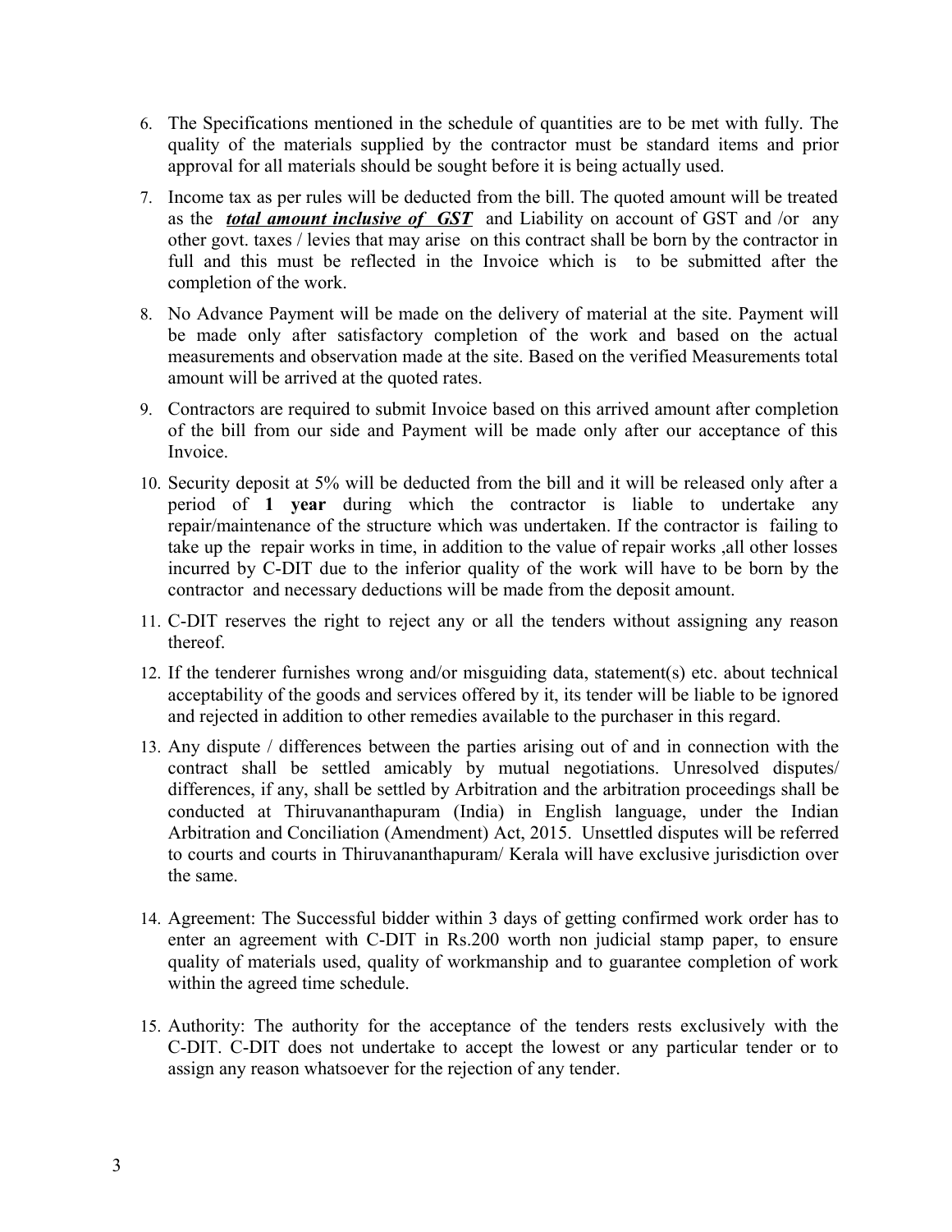6. The Specifications mentioned in the schedule of quantities are to be met with fully. The quality of the materials supplied by the contractor must be standard items and prior approval for all materials should be sought before it is being actually used.
7. Income tax as per rules will be deducted from the bill. The quoted amount will be treated as the ***total amount inclusive of GST*** and Liability on account of GST and /or any other govt. taxes / levies that may arise on this contract shall be born by the contractor in full and this must be reflected in the Invoice which is to be submitted after the completion of the work.
8. No Advance Payment will be made on the delivery of material at the site. Payment will be made only after satisfactory completion of the work and based on the actual measurements and observation made at the site. Based on the verified Measurements total amount will be arrived at the quoted rates.
9. Contractors are required to submit Invoice based on this arrived amount after completion of the bill from our side and Payment will be made only after our acceptance of this Invoice.
10. Security deposit at 5% will be deducted from the bill and it will be released only after a period of **1 year** during which the contractor is liable to undertake any repair/maintenance of the structure which was undertaken. If the contractor is failing to take up the repair works in time, in addition to the value of repair works ,all other losses incurred by C-DIT due to the inferior quality of the work will have to be born by the contractor and necessary deductions will be made from the deposit amount.
11. C-DIT reserves the right to reject any or all the tenders without assigning any reason thereof.
12. If the tenderer furnishes wrong and/or misguiding data, statement(s) etc. about technical acceptability of the goods and services offered by it, its tender will be liable to be ignored and rejected in addition to other remedies available to the purchaser in this regard.
13. Any dispute / differences between the parties arising out of and in connection with the contract shall be settled amicably by mutual negotiations. Unresolved disputes/ differences, if any, shall be settled by Arbitration and the arbitration proceedings shall be conducted at Thiruvananthapuram (India) in English language, under the Indian Arbitration and Conciliation (Amendment) Act, 2015. Unsettled disputes will be referred to courts and courts in Thiruvananthapuram/ Kerala will have exclusive jurisdiction over the same.
14. Agreement: The Successful bidder within 3 days of getting confirmed work order has to enter an agreement with C-DIT in Rs.200 worth non judicial stamp paper, to ensure quality of materials used, quality of workmanship and to guarantee completion of work within the agreed time schedule.
15. Authority: The authority for the acceptance of the tenders rests exclusively with the C-DIT. C-DIT does not undertake to accept the lowest or any particular tender or to assign any reason whatsoever for the rejection of any tender.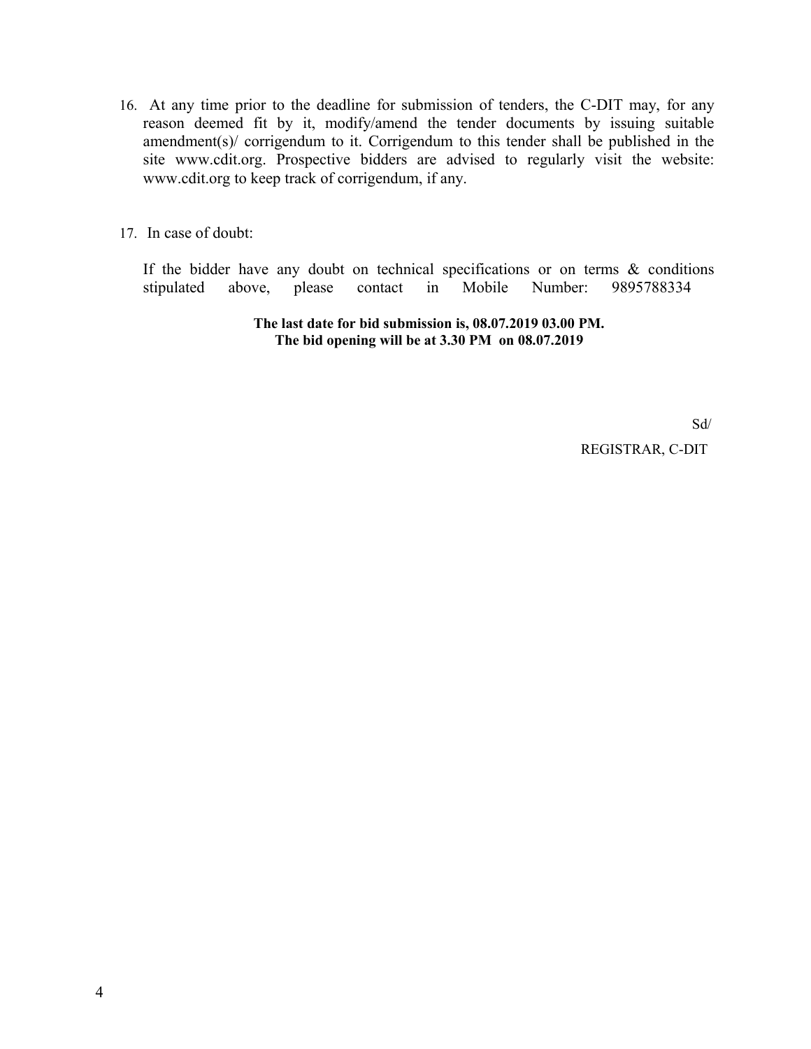16. At any time prior to the deadline for submission of tenders, the C-DIT may, for any reason deemed fit by it, modify/amend the tender documents by issuing suitable amendment(s)/ corrigendum to it. Corrigendum to this tender shall be published in the site www.cdit.org. Prospective bidders are advised to regularly visit the website: www.cdit.org to keep track of corrigendum, if any.

17. In case of doubt:

    If the bidder have any doubt on technical specifications or on terms & conditions stipulated above, please contact in Mobile Number: 9895788334

**The last date for bid submission is, 08.07.2019 03.00 PM.**
**The bid opening will be at 3.30 PM on 08.07.2019**

Sd/

REGISTRAR, C-DIT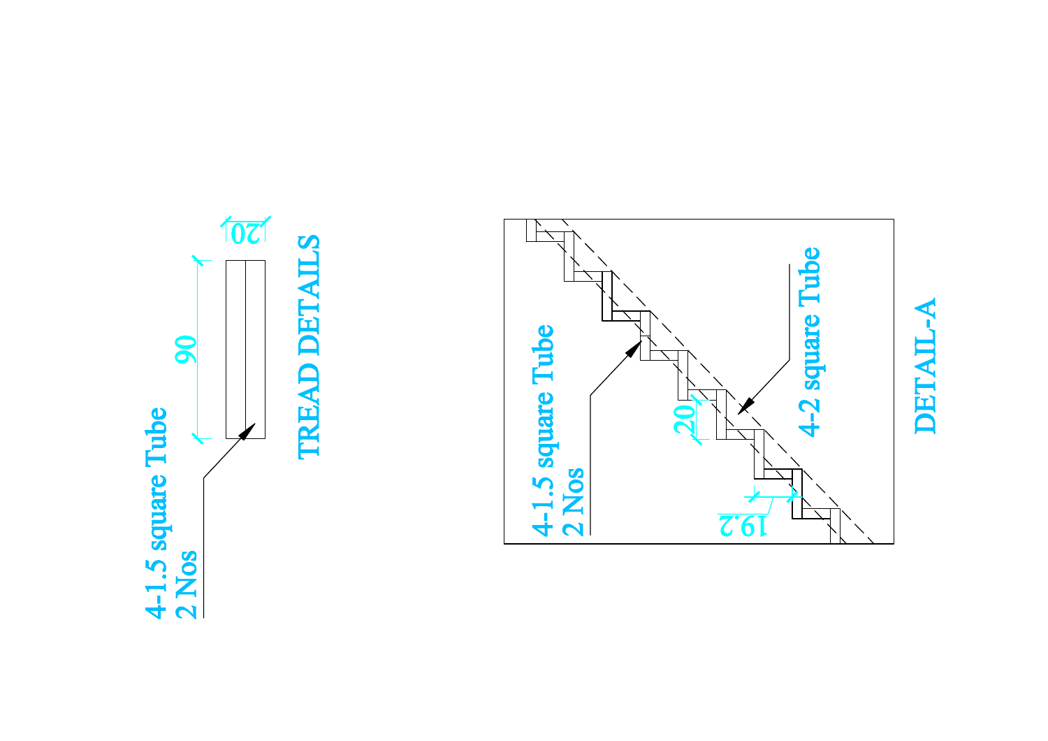## TREAD DETAILS

4-1.5 square Tube
2 Nos

90

20

## DETAIL-A

4-1.5 square Tube
2 Nos

4-2 square Tube

20

19.2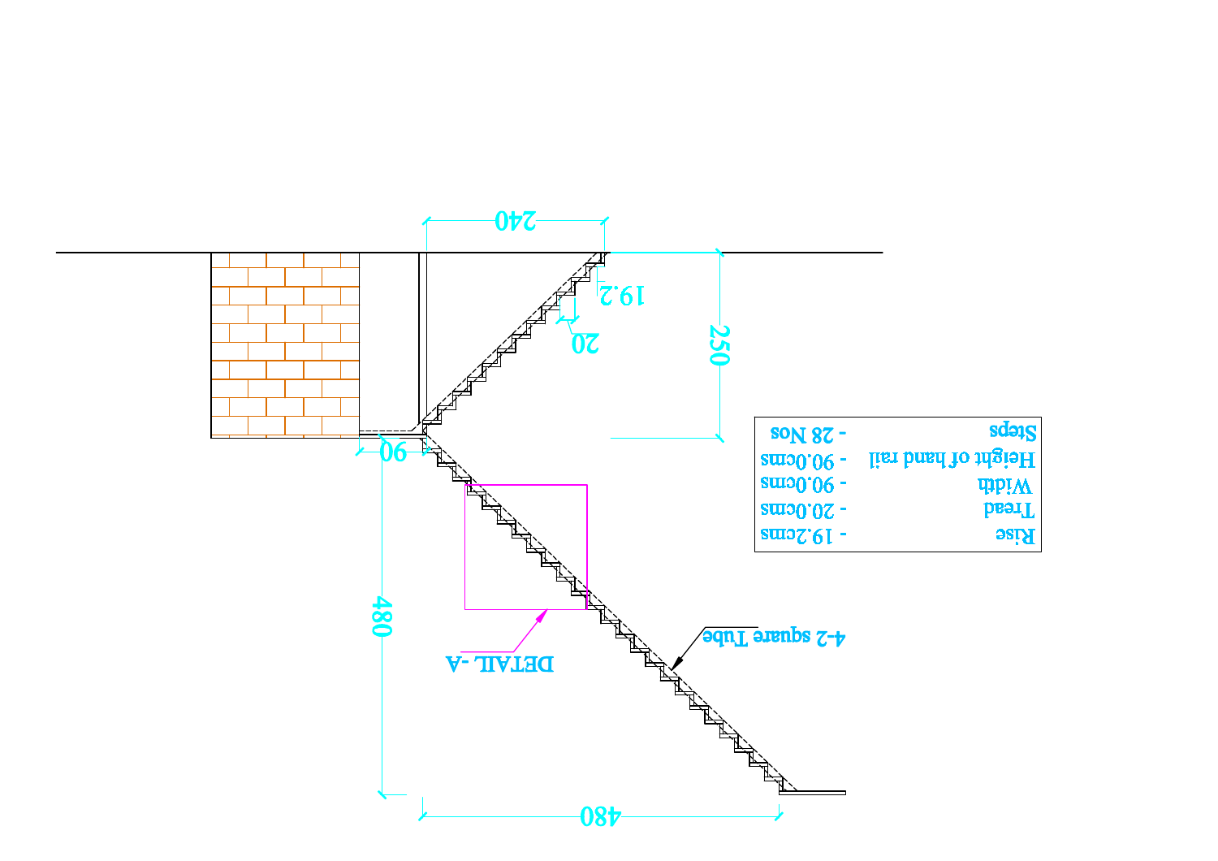240

19.2

20

250

90

480

480

DETAIL -A

4-2 square Tube

| | | |
|---|---|---|
| Rise | - | 19.2cms |
| Tread | - | 20.0cms |
| Width | - | 90.0cms |
| Height of hand rail | - | 90.0cms |
| Steps | - | 28 Nos |